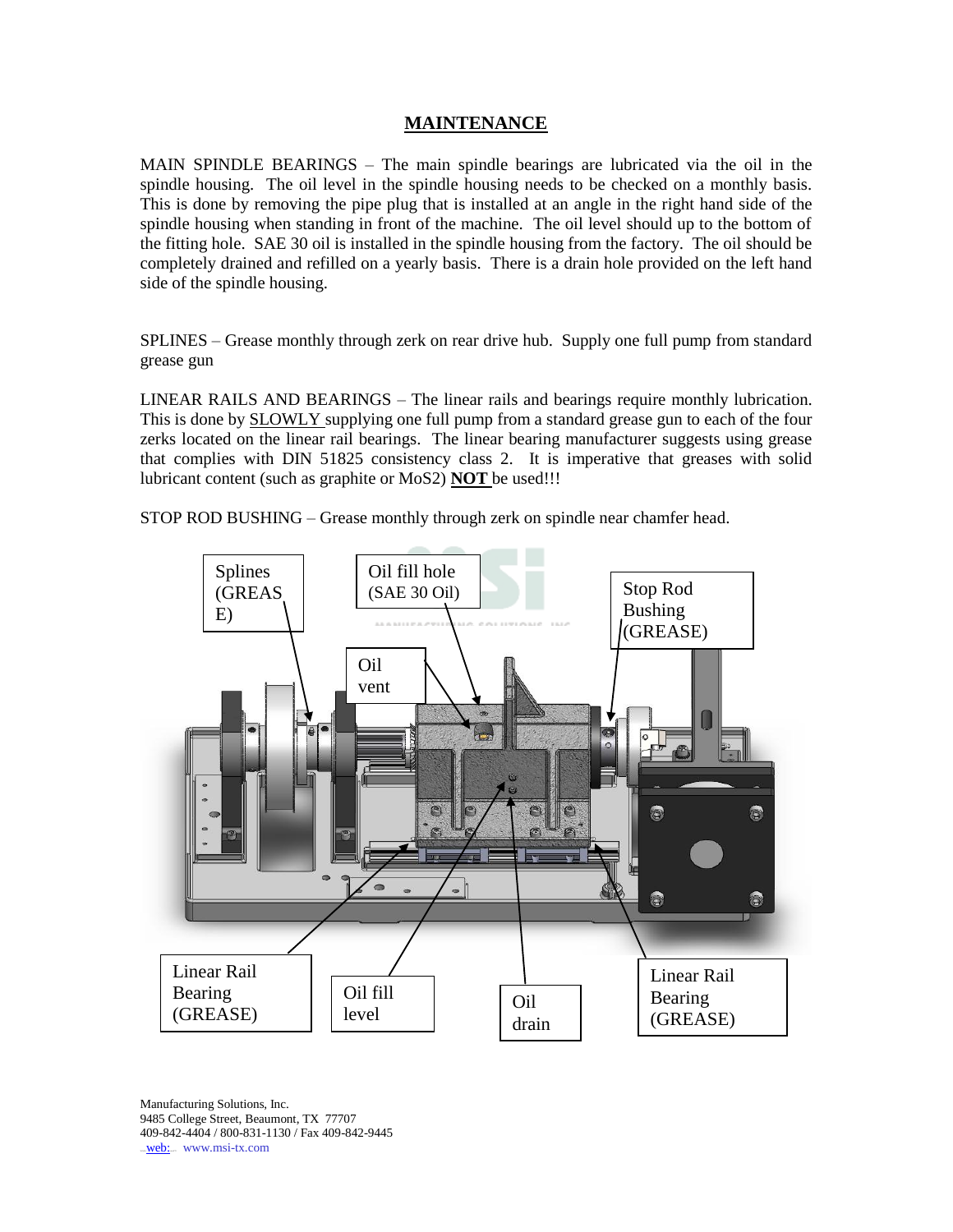## MAINTENANCE

MAIN SPINDLE BEARINGS – The main spindle bearings are lubricated via the oil in the spindle housing. The oil level in the spindle housing needs to be checked on a monthly basis. This is done by removing the pipe plug that is installed at an angle in the right hand side of the spindle housing when standing in front of the machine. The oil level should up to the bottom of the fitting hole. SAE 30 oil is installed in the spindle housing from the factory. The oil should be completely drained and refilled on a yearly basis. There is a drain hole provided on the left hand side of the spindle housing.

SPLINES – Grease monthly through zerk on rear drive hub. Supply one full pump from standard grease gun

LINEAR RAILS AND BEARINGS – The linear rails and bearings require monthly lubrication. This is done by SLOWLY supplying one full pump from a standard grease gun to each of the four zerks located on the linear rail bearings. The linear bearing manufacturer suggests using grease that complies with DIN 51825 consistency class 2. It is imperative that greases with solid lubricant content (such as graphite or MoS2) **NOT** be used!!!

STOP ROD BUSHING – Grease monthly through zerk on spindle near chamfer head.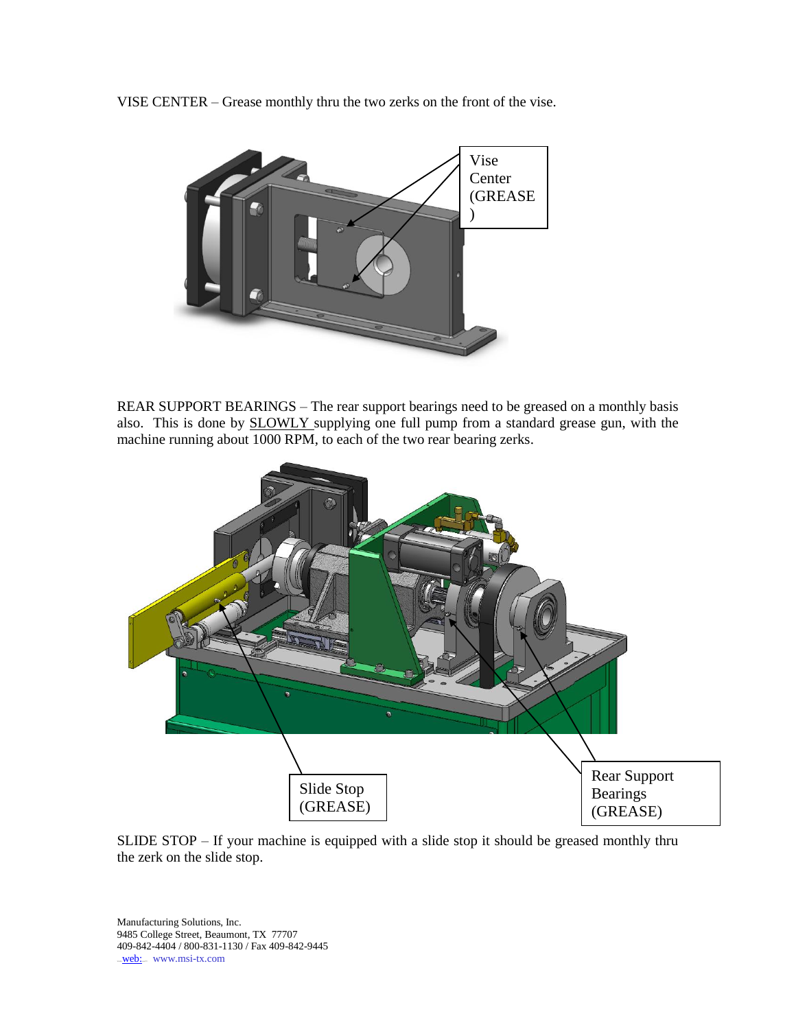VISE CENTER – Grease monthly thru the two zerks on the front of the vise.

REAR SUPPORT BEARINGS – The rear support bearings need to be greased on a monthly basis also. This is done by SLOWLY supplying one full pump from a standard grease gun, with the machine running about 1000 RPM, to each of the two rear bearing zerks.

SLIDE STOP – If your machine is equipped with a slide stop it should be greased monthly thru the zerk on the slide stop.

Manufacturing Solutions, Inc.
9485 College Street, Beaumont, TX 77707
409-842-4404 / 800-831-1130 / Fax 409-842-9445
web: www.msi-tx.com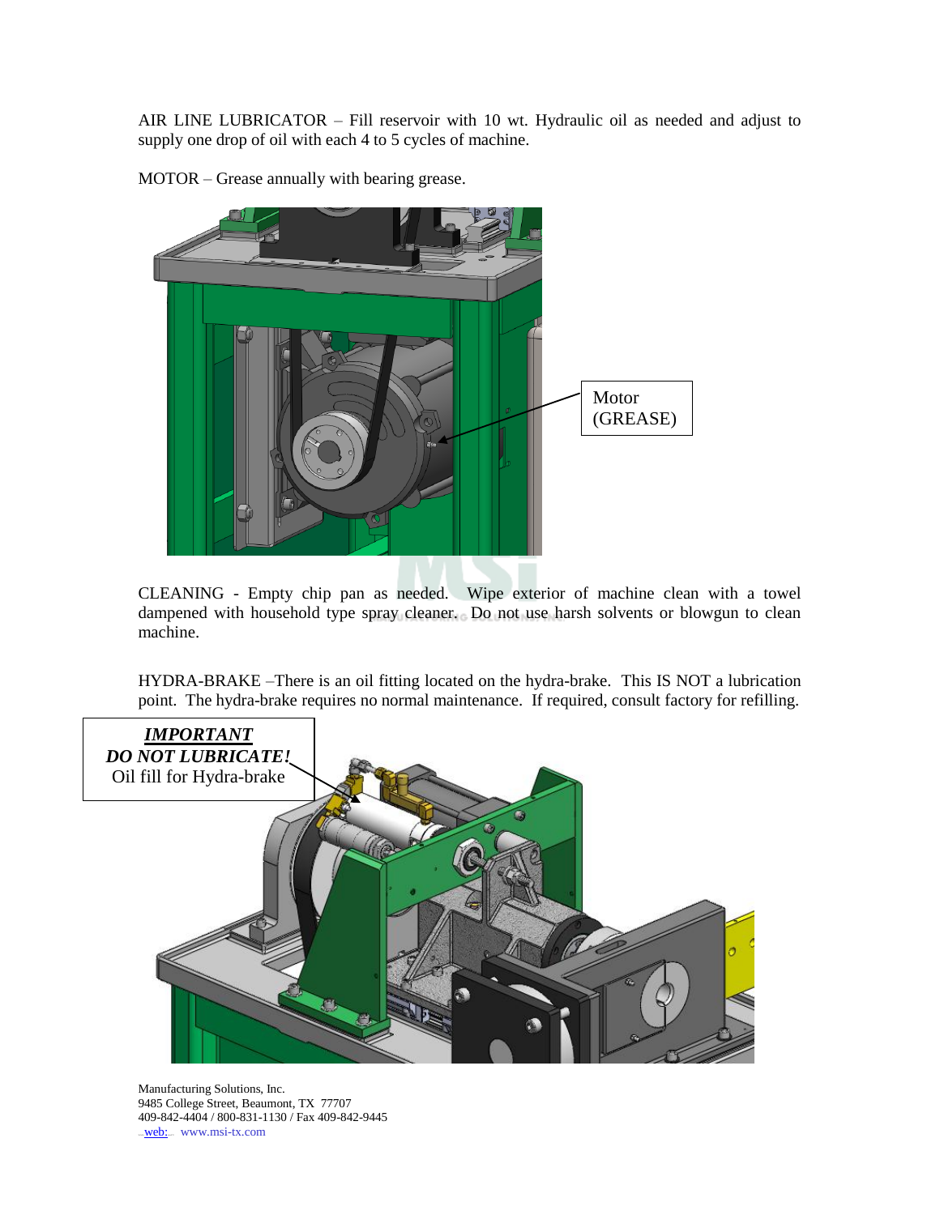AIR LINE LUBRICATOR – Fill reservoir with 10 wt. Hydraulic oil as needed and adjust to supply one drop of oil with each 4 to 5 cycles of machine.

MOTOR – Grease annually with bearing grease.

Motor
(GREASE)

CLEANING - Empty chip pan as needed. Wipe exterior of machine clean with a towel dampened with household type spray cleaner. Do not use harsh solvents or blowgun to clean machine.

HYDRA-BRAKE –There is an oil fitting located on the hydra-brake. This IS NOT a lubrication point. The hydra-brake requires no normal maintenance. If required, consult factory for refilling.

***IMPORTANT***
***DO NOT LUBRICATE!***
Oil fill for Hydra-brake

Manufacturing Solutions, Inc.
9485 College Street, Beaumont, TX 77707
409-842-4404 / 800-831-1130 / Fax 409-842-9445
web: www.msi-tx.com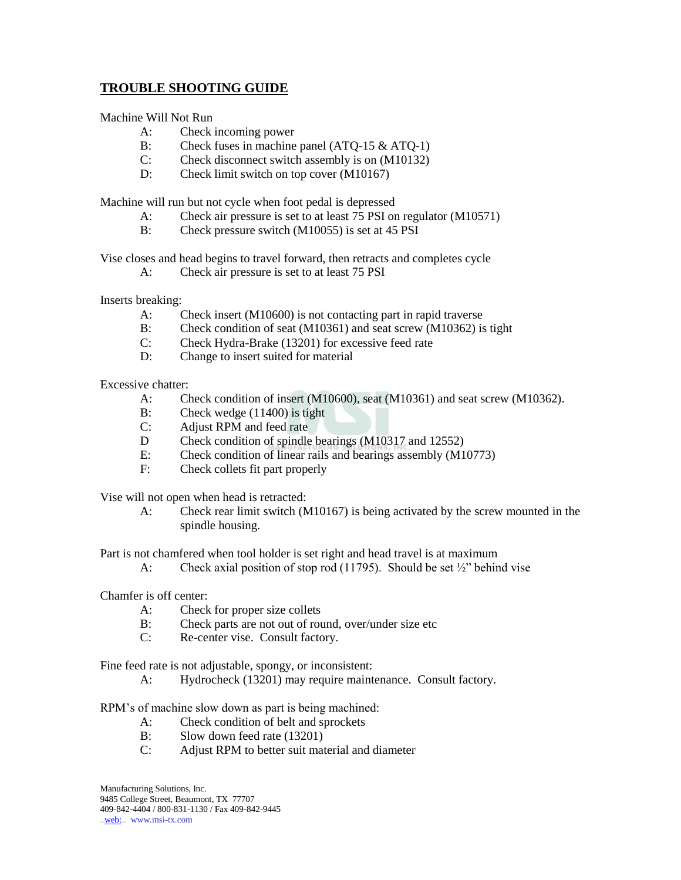## TROUBLE SHOOTING GUIDE

Machine Will Not Run

- A: Check incoming power
- B: Check fuses in machine panel (ATQ-15 & ATQ-1)
- C: Check disconnect switch assembly is on (M10132)
- D: Check limit switch on top cover (M10167)

Machine will run but not cycle when foot pedal is depressed

- A: Check air pressure is set to at least 75 PSI on regulator (M10571)
- B: Check pressure switch (M10055) is set at 45 PSI

Vise closes and head begins to travel forward, then retracts and completes cycle

- A: Check air pressure is set to at least 75 PSI

Inserts breaking:

- A: Check insert (M10600) is not contacting part in rapid traverse
- B: Check condition of seat (M10361) and seat screw (M10362) is tight
- C: Check Hydra-Brake (13201) for excessive feed rate
- D: Change to insert suited for material

Excessive chatter:

- A: Check condition of insert (M10600), seat (M10361) and seat screw (M10362).
- B: Check wedge (11400) is tight
- C: Adjust RPM and feed rate
- D Check condition of spindle bearings (M10317 and 12552)
- E: Check condition of linear rails and bearings assembly (M10773)
- F: Check collets fit part properly

Vise will not open when head is retracted:

- A: Check rear limit switch (M10167) is being activated by the screw mounted in the spindle housing.

Part is not chamfered when tool holder is set right and head travel is at maximum

- A: Check axial position of stop rod (11795). Should be set ½" behind vise

Chamfer is off center:

- A: Check for proper size collets
- B: Check parts are not out of round, over/under size etc
- C: Re-center vise. Consult factory.

Fine feed rate is not adjustable, spongy, or inconsistent:

- A: Hydrocheck (13201) may require maintenance. Consult factory.

RPM's of machine slow down as part is being machined:

- A: Check condition of belt and sprockets
- B: Slow down feed rate (13201)
- C: Adjust RPM to better suit material and diameter

Manufacturing Solutions, Inc.
9485 College Street, Beaumont, TX 77707
409-842-4404 / 800-831-1130 / Fax 409-842-9445
web: www.msi-tx.com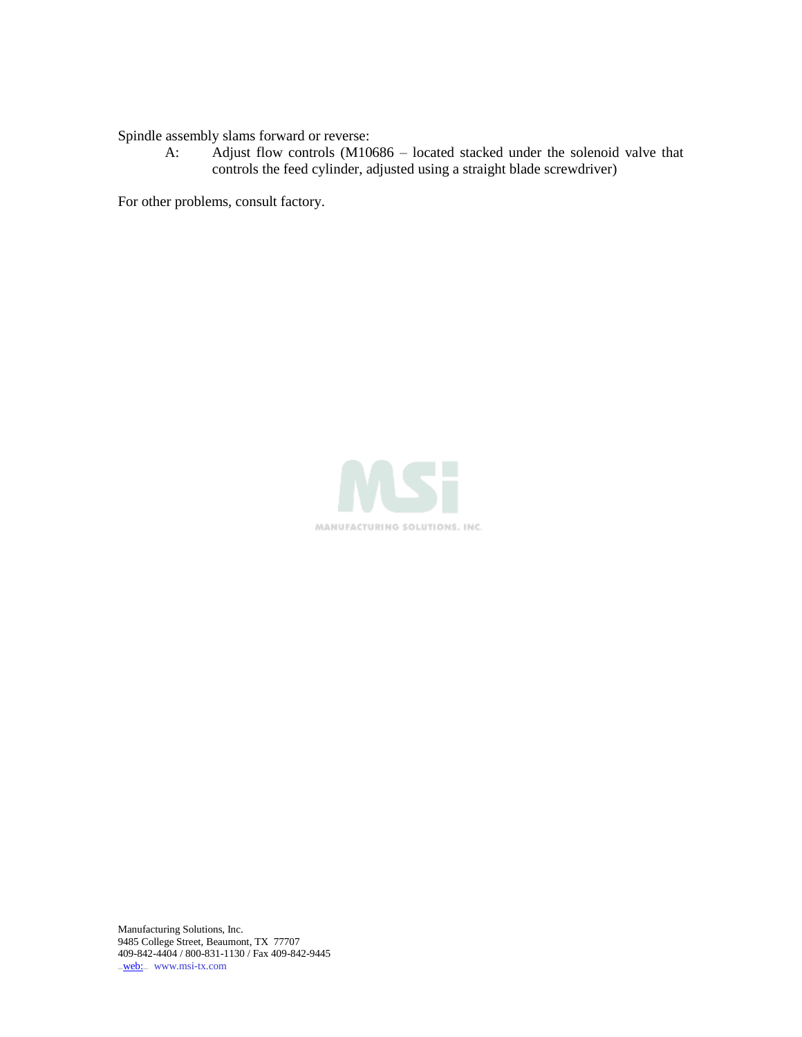Spindle assembly slams forward or reverse:

A: Adjust flow controls (M10686 – located stacked under the solenoid valve that controls the feed cylinder, adjusted using a straight blade screwdriver)

For other problems, consult factory.

Manufacturing Solutions, Inc.
9485 College Street, Beaumont, TX 77707
409-842-4404 / 800-831-1130 / Fax 409-842-9445
web: www.msi-tx.com